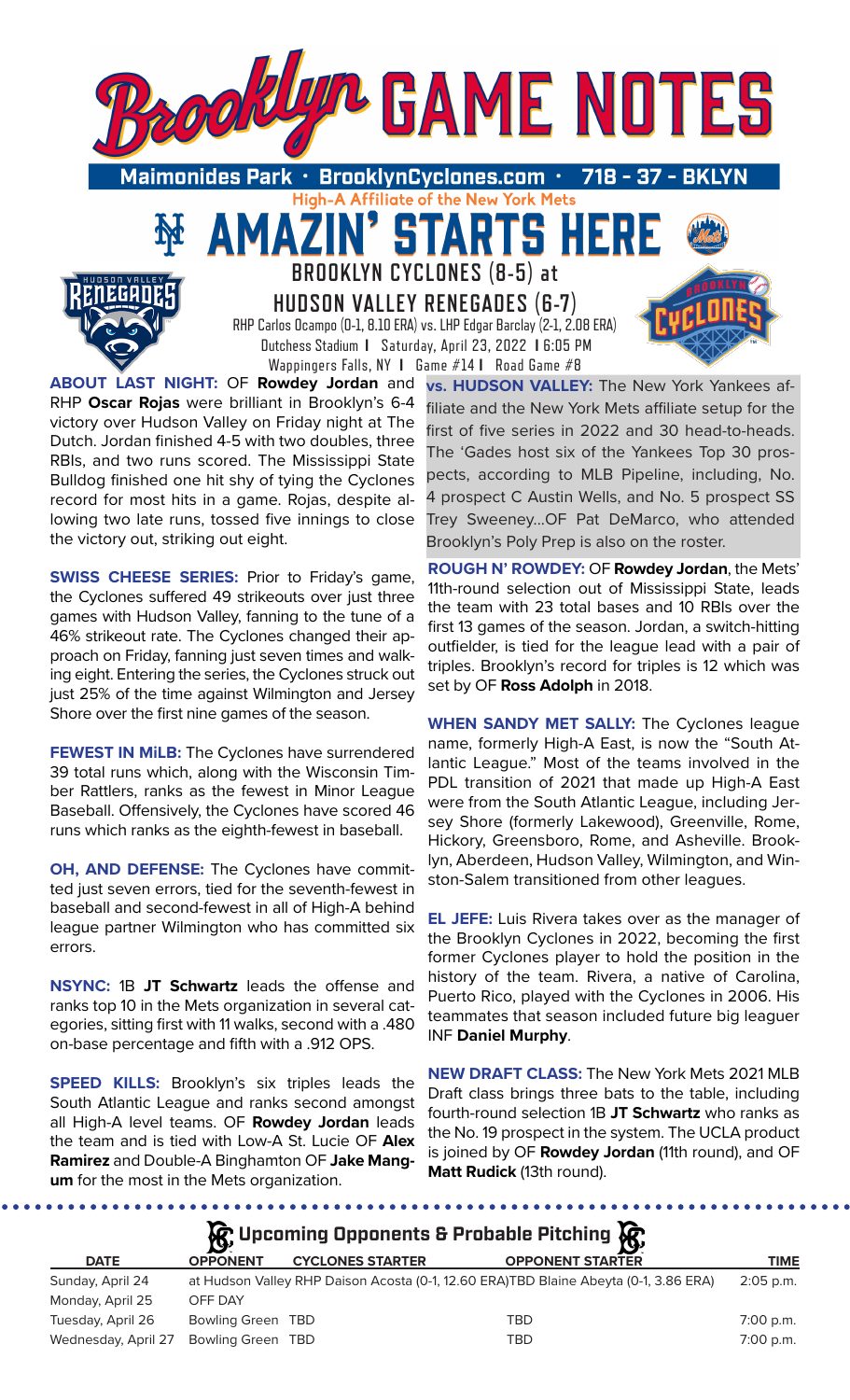# Brooklyn GAME NOTES

**Maimonides Park · BrooklynCyclones.com · 718 - 37 - BKLYN**

High-A Affiliate of the New York Mets

## AMAZIN' STARTS HERE

### BROOKLYN CYCLONES (8-5) at HUDSON VALLEY RENEGADES (6-7)

RHP Carlos Ocampo (0-1, 8.10 ERA) vs. LHP Edgar Barclay (2-1, 2.08 ERA)

Dutchess Stadium | Saturday, April 23, 2022 | 6:05 PM

Wappingers Falls, NY | Game #14 | Road Game #8

**ABOUT LAST NIGHT:** OF **Rowdey Jordan** and RHP **Oscar Rojas** were brilliant in Brooklyn's 6-4 victory over Hudson Valley on Friday night at The Dutch. Jordan finished 4-5 with two doubles, three RBIs, and two runs scored. The Mississippi State Bulldog finished one hit shy of tying the Cyclones record for most hits in a game. Rojas, despite allowing two late runs, tossed five innings to close the victory out, striking out eight.

**SWISS CHEESE SERIES:** Prior to Friday's game, the Cyclones suffered 49 strikeouts over just three games with Hudson Valley, fanning to the tune of a 46% strikeout rate. The Cyclones changed their approach on Friday, fanning just seven times and walking eight. Entering the series, the Cyclones struck out just 25% of the time against Wilmington and Jersey Shore over the first nine games of the season.

**FEWEST IN MiLB:** The Cyclones have surrendered 39 total runs which, along with the Wisconsin Timber Rattlers, ranks as the fewest in Minor League Baseball. Offensively, the Cyclones have scored 46 runs which ranks as the eighth-fewest in baseball.

**OH, AND DEFENSE:** The Cyclones have committed just seven errors, tied for the seventh-fewest in baseball and second-fewest in all of High-A behind league partner Wilmington who has committed six errors.

**NSYNC:** 1B **JT Schwartz** leads the offense and ranks top 10 in the Mets organization in several categories, sitting first with 11 walks, second with a .480 on-base percentage and fifth with a .912 OPS.

**SPEED KILLS:** Brooklyn's six triples leads the South Atlantic League and ranks second amongst all High-A level teams. OF **Rowdey Jordan** leads the team and is tied with Low-A St. Lucie OF **Alex Ramirez** and Double-A Binghamton OF **Jake Mangum** for the most in the Mets organization.

**vs. HUDSON VALLEY:** The New York Yankees affiliate and the New York Mets affiliate setup for the first of five series in 2022 and 30 head-to-heads. The 'Gades host six of the Yankees Top 30 prospects, according to MLB Pipeline, including, No. 4 prospect C Austin Wells, and No. 5 prospect SS Trey Sweeney...OF Pat DeMarco, who attended Brooklyn's Poly Prep is also on the roster.

**ROUGH N' ROWDEY:** OF **Rowdey Jordan**, the Mets' 11th-round selection out of Mississippi State, leads the team with 23 total bases and 10 RBIs over the first 13 games of the season. Jordan, a switch-hitting outfielder, is tied for the league lead with a pair of triples. Brooklyn's record for triples is 12 which was set by OF **Ross Adolph** in 2018.

**WHEN SANDY MET SALLY:** The Cyclones league name, formerly High-A East, is now the "South Atlantic League." Most of the teams involved in the PDL transition of 2021 that made up High-A East were from the South Atlantic League, including Jersey Shore (formerly Lakewood), Greenville, Rome, Hickory, Greensboro, Rome, and Asheville. Brooklyn, Aberdeen, Hudson Valley, Wilmington, and Winston-Salem transitioned from other leagues.

**EL JEFE:** Luis Rivera takes over as the manager of the Brooklyn Cyclones in 2022, becoming the first former Cyclones player to hold the position in the history of the team. Rivera, a native of Carolina, Puerto Rico, played with the Cyclones in 2006. His teammates that season included future big leaguer INF **Daniel Murphy**.

**NEW DRAFT CLASS:** The New York Mets 2021 MLB Draft class brings three bats to the table, including fourth-round selection 1B **JT Schwartz** who ranks as the No. 19 prospect in the system. The UCLA product is joined by OF **Rowdey Jordan** (11th round), and OF **Matt Rudick** (13th round).

### Upcoming Opponents & Probable Pitching

| DATE | OPPONENT | CYCLONES STARTER | OPPONENT STARTER | TIME |
|---|---|---|---|---|
| Sunday, April 24 | at Hudson Valley | RHP Daison Acosta (0-1, 12.60 ERA) | TBD Blaine Abeyta (0-1, 3.86 ERA) | 2:05 p.m. |
| Monday, April 25 | OFF DAY | | | |
| Tuesday, April 26 | Bowling Green | TBD | TBD | 7:00 p.m. |
| Wednesday, April 27 | Bowling Green | TBD | TBD | 7:00 p.m. |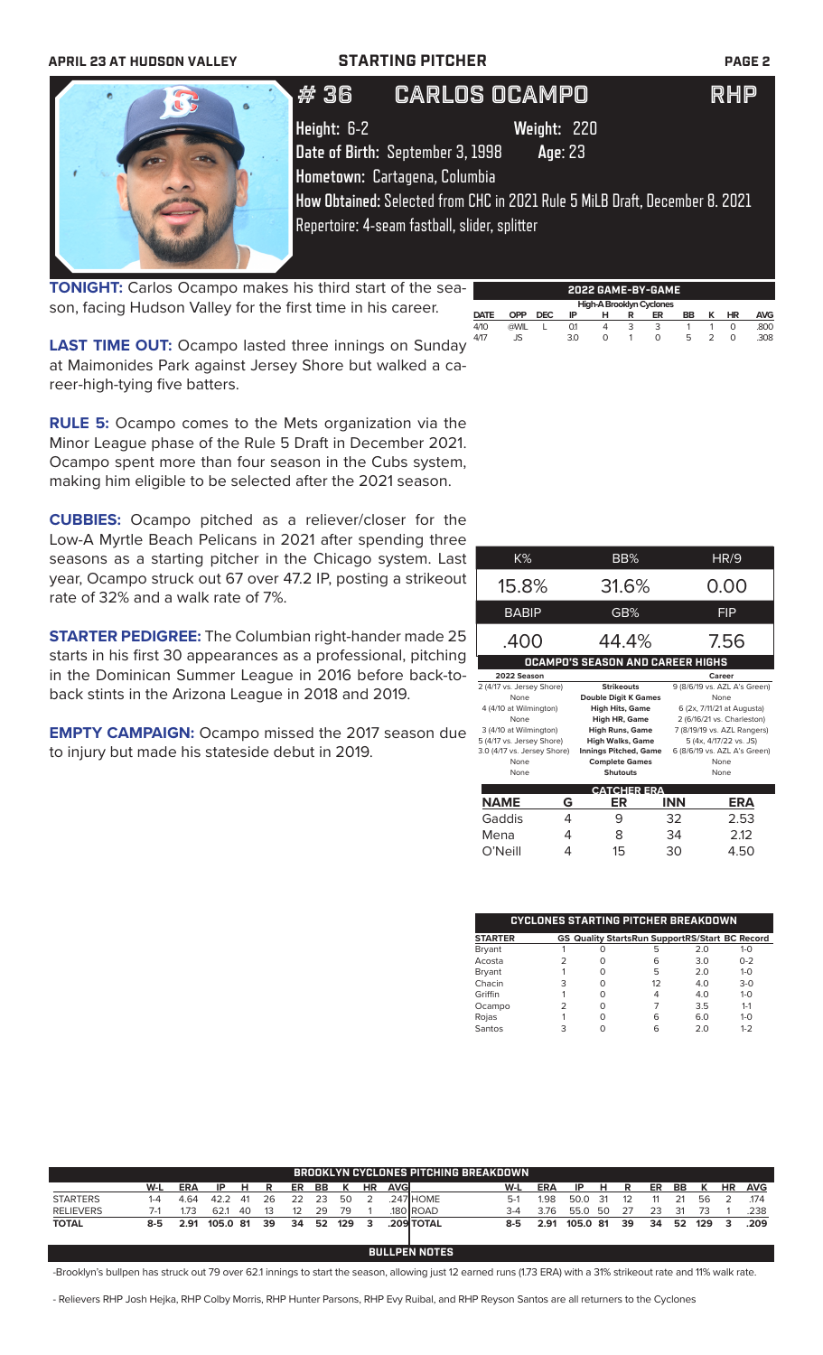**STARTING PITCHER**

# #36 CARLOS OCAMPO RHP

**Height:** 6-2 **Weight:** 220

**Date of Birth:** September 3, 1998 **Age:** 23

**Hometown:** Cartagena, Columbia

**How Obtained:** Selected from CHC in 2021 Rule 5 MiLB Draft, December 8. 2021

Repertoire: 4-seam fastball, slider, splitter

**TONIGHT:** Carlos Ocampo makes his third start of the season, facing Hudson Valley for the first time in his career.

**LAST TIME OUT:** Ocampo lasted three innings on Sunday at Maimonides Park against Jersey Shore but walked a career-high-tying five batters.

**RULE 5:** Ocampo comes to the Mets organization via the Minor League phase of the Rule 5 Draft in December 2021. Ocampo spent more than four season in the Cubs system, making him eligible to be selected after the 2021 season.

**CUBBIES:** Ocampo pitched as a reliever/closer for the Low-A Myrtle Beach Pelicans in 2021 after spending three seasons as a starting pitcher in the Chicago system. Last year, Ocampo struck out 67 over 47.2 IP, posting a strikeout rate of 32% and a walk rate of 7%.

**STARTER PEDIGREE:** The Columbian right-hander made 25 starts in his first 30 appearances as a professional, pitching in the Dominican Summer League in 2016 before back-to-back stints in the Arizona League in 2018 and 2019.

**EMPTY CAMPAIGN:** Ocampo missed the 2017 season due to injury but made his stateside debut in 2019.

## 2022 GAME-BY-GAME

High-A Brooklyn Cyclones

| DATE | OPP | DEC | IP | H | R | ER | BB | K | HR | AVG |
|---|---|---|---|---|---|---|---|---|---|---|
| 4/10 | @WIL | L | 0.1 | 4 | 3 | 3 | 1 | 1 | 0 | .800 |
| 4/17 | JS | | 3.0 | 0 | 1 | 0 | 5 | 2 | 0 | .308 |

| K% | BB% | HR/9 |
|---|---|---|
| 15.8% | 31.6% | 0.00 |
| **BABIP** | **GB%** | **FIP** |
| .400 | 44.4% | 7.56 |

## OCAMPO'S SEASON AND CAREER HIGHS

| 2022 Season | | Career |
|---|---|---|
| 2 (4/17 vs. Jersey Shore) | Strikeouts | 9 (8/6/19 vs. AZL A's Green) |
| None | Double Digit K Games | None |
| 4 (4/10 at Wilmington) | High Hits, Game | 6 (2x, 7/11/21 at Augusta) |
| None | High HR, Game | 2 (6/16/21 vs. Charleston) |
| 3 (4/10 at Wilmington) | High Runs, Game | 7 (8/19/19 vs. AZL Rangers) |
| 5 (4/17 vs. Jersey Shore) | High Walks, Game | 5 (4x, 4/17/22 vs. JS) |
| 3.0 (4/17 vs. Jersey Shore) | Innings Pitched, Game | 6 (8/6/19 vs. AZL A's Green) |
| None | Complete Games | None |
| None | Shutouts | None |

## CATCHER ERA

| NAME | G | ER | INN | ERA |
|---|---|---|---|---|
| Gaddis | 4 | 9 | 32 | 2.53 |
| Mena | 4 | 8 | 34 | 2.12 |
| O'Neill | 4 | 15 | 30 | 4.50 |

## CYCLONES STARTING PITCHER BREAKDOWN

| STARTER | GS | Quality Starts | Run Support | RS/Start | BC Record |
|---|---|---|---|---|---|
| Bryant | 1 | 0 | 5 | 2.0 | 1-0 |
| Acosta | 2 | 0 | 6 | 3.0 | 0-2 |
| Bryant | 1 | 0 | 5 | 2.0 | 1-0 |
| Chacin | 3 | 0 | 12 | 4.0 | 3-0 |
| Griffin | 1 | 0 | 4 | 4.0 | 1-0 |
| Ocampo | 2 | 0 | 7 | 3.5 | 1-1 |
| Rojas | 1 | 0 | 6 | 6.0 | 1-0 |
| Santos | 3 | 0 | 6 | 2.0 | 1-2 |

## BROOKLYN CYCLONES PITCHING BREAKDOWN

| | W-L | ERA | IP | H | R | ER | BB | K | HR | AVG | | W-L | ERA | IP | H | R | ER | BB | K | HR | AVG |
|---|---|---|---|---|---|---|---|---|---|---|---|---|---|---|---|---|---|---|---|---|---|
| STARTERS | 1-4 | 4.64 | 42.2 | 41 | 26 | 22 | 23 | 50 | 2 | .247 | HOME | 5-1 | 1.98 | 50.0 | 31 | 12 | 11 | 21 | 56 | 2 | .174 |
| RELIEVERS | 7-1 | 1.73 | 62.1 | 40 | 13 | 12 | 29 | 79 | 1 | .180 | ROAD | 3-4 | 3.76 | 55.0 | 50 | 27 | 23 | 31 | 73 | 1 | .238 |
| TOTAL | 8-5 | 2.91 | 105.0 | 81 | 39 | 34 | 52 | 129 | 3 | .209 | TOTAL | 8-5 | 2.91 | 105.0 | 81 | 39 | 34 | 52 | 129 | 3 | .209 |

## BULLPEN NOTES

-Brooklyn's bullpen has struck out 79 over 62.1 innings to start the season, allowing just 12 earned runs (1.73 ERA) with a 31% strikeout rate and 11% walk rate.

- Relievers RHP Josh Hejka, RHP Colby Morris, RHP Hunter Parsons, RHP Evy Ruibal, and RHP Reyson Santos are all returners to the Cyclones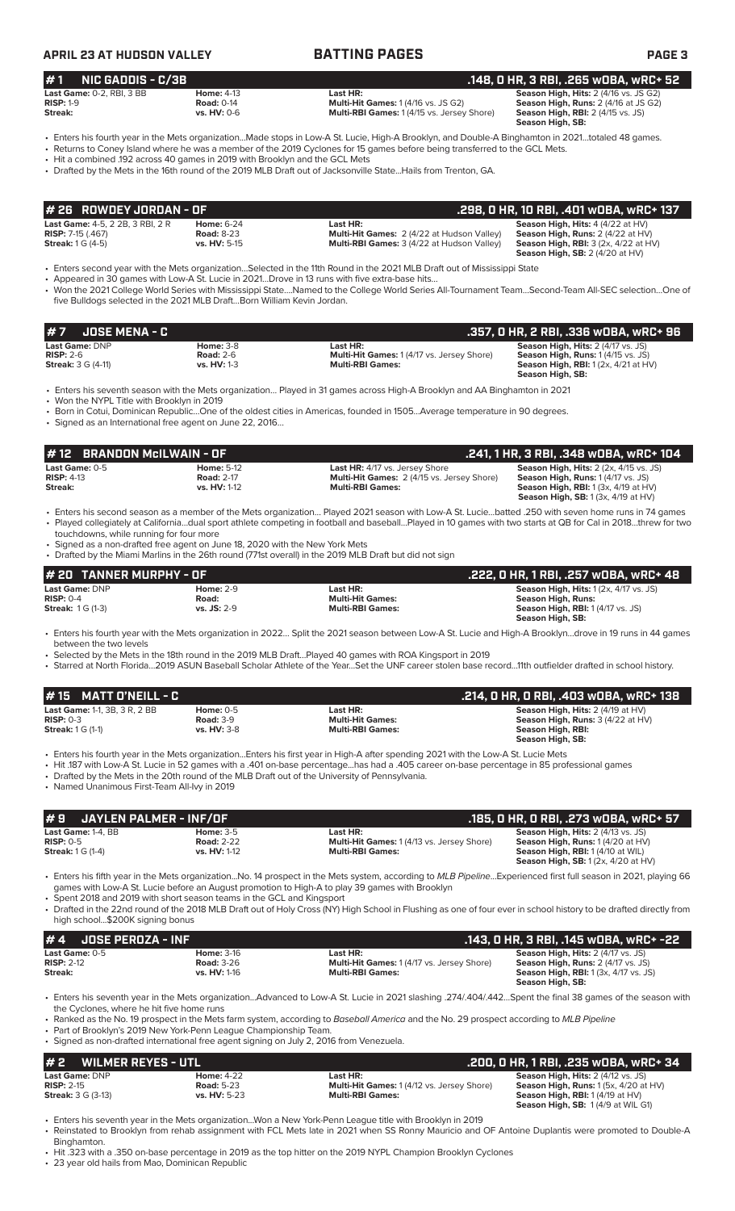## BATTING PAGES

### # 1 NIC GADDIS - C/3B — .148, 0 HR, 3 RBI, .265 wOBA, wRC+ 52

| | | | |
|---|---|---|---|
| **Last Game:** 0-2, RBI, 3 BB | **Home:** 4-13 | **Last HR:** | **Season High, Hits:** 2 (4/16 vs. JS G2) |
| **RISP:** 1-9 | **Road:** 0-14 | **Multi-Hit Games:** 1 (4/16 vs. JS G2) | **Season High, Runs:** 2 (4/16 at JS G2) |
| **Streak:** | **vs. HV:** 0-6 | **Multi-RBI Games:** 1 (4/15 vs. Jersey Shore) | **Season High, RBI:** 2 (4/15 vs. JS) |
| | | | **Season High, SB:** |

- Enters his fourth year in the Mets organization...Made stops in Low-A St. Lucie, High-A Brooklyn, and Double-A Binghamton in 2021...totaled 48 games.
- Returns to Coney Island where he was a member of the 2019 Cyclones for 15 games before being transferred to the GCL Mets.
- Hit a combined .192 across 40 games in 2019 with Brooklyn and the GCL Mets
- Drafted by the Mets in the 16th round of the 2019 MLB Draft out of Jacksonville State...Hails from Trenton, GA.

### # 26 ROWDEY JORDAN - OF — .298, 0 HR, 10 RBI, .401 wOBA, wRC+ 137

| | | | |
|---|---|---|---|
| **Last Game:** 4-5, 2 2B, 3 RBI, 2 R | **Home:** 6-24 | **Last HR:** | **Season High, Hits:** 4 (4/22 at HV) |
| **RISP:** 7-15 (.467) | **Road:** 8-23 | **Multi-Hit Games:** 2 (4/22 at Hudson Valley) | **Season High, Runs:** 2 (4/22 at HV) |
| **Streak:** 1 G (4-5) | **vs. HV:** 5-15 | **Multi-RBI Games:** 3 (4/22 at Hudson Valley) | **Season High, RBI:** 3 (2x, 4/22 at HV) |
| | | | **Season High, SB:** 2 (4/20 at HV) |

- Enters second year with the Mets organization...Selected in the 11th Round in the 2021 MLB Draft out of Mississippi State
- Appeared in 30 games with Low-A St. Lucie in 2021...Drove in 13 runs with five extra-base hits...
- Won the 2021 College World Series with Mississippi State....Named to the College World Series All-Tournament Team...Second-Team All-SEC selection...One of five Bulldogs selected in the 2021 MLB Draft...Born William Kevin Jordan.

### # 7 JOSE MENA - C — .357, 0 HR, 2 RBI, .336 wOBA, wRC+ 96

| | | | |
|---|---|---|---|
| **Last Game:** DNP | **Home:** 3-8 | **Last HR:** | **Season High, Hits:** 2 (4/17 vs. JS) |
| **RISP:** 2-6 | **Road:** 2-6 | **Multi-Hit Games:** 1 (4/17 vs. Jersey Shore) | **Season High, Runs:** 1 (4/15 vs. JS) |
| **Streak:** 3 G (4-11) | **vs. HV:** 1-3 | **Multi-RBI Games:** | **Season High, RBI:** 1 (2x, 4/21 at HV) |
| | | | **Season High, SB:** |

- Enters his seventh season with the Mets organization... Played in 31 games across High-A Brooklyn and AA Binghamton in 2021
- Won the NYPL Title with Brooklyn in 2019
- Born in Cotui, Dominican Republic...One of the oldest cities in Americas, founded in 1505...Average temperature in 90 degrees.
- Signed as an International free agent on June 22, 2016...

### # 12 BRANDON McILWAIN - OF — .241, 1 HR, 3 RBI, .348 wOBA, wRC+ 104

| | | | |
|---|---|---|---|
| **Last Game:** 0-5 | **Home:** 5-12 | **Last HR:** 4/17 vs. Jersey Shore | **Season High, Hits:** 2 (2x, 4/15 vs. JS) |
| **RISP:** 4-13 | **Road:** 2-17 | **Multi-Hit Games:** 2 (4/15 vs. Jersey Shore) | **Season High, Runs:** 1 (4/17 vs. JS) |
| **Streak:** | **vs. HV:** 1-12 | **Multi-RBI Games:** | **Season High, RBI:** 1 (3x, 4/19 at HV) |
| | | | **Season High, SB:** 1 (3x, 4/19 at HV) |

- Enters his second season as a member of the Mets organization... Played 2021 season with Low-A St. Lucie...batted .250 with seven home runs in 74 games
- Played collegiately at California...dual sport athlete competing in football and baseball...Played in 10 games with two starts at QB for Cal in 2018...threw for two touchdowns, while running for four more
- Signed as a non-drafted free agent on June 18, 2020 with the New York Mets
- Drafted by the Miami Marlins in the 26th round (771st overall) in the 2019 MLB Draft but did not sign

### # 20 TANNER MURPHY - OF — .222, 0 HR, 1 RBI, .257 wOBA, wRC+ 48

| | | | |
|---|---|---|---|
| **Last Game:** DNP | **Home:** 2-9 | **Last HR:** | **Season High, Hits:** 1 (2x, 4/15 vs. JS) |
| **RISP:** 0-4 | **Road:** | **Multi-Hit Games:** | **Season High, Runs:** |
| **Streak:** 1 G (1-3) | **vs. JS:** 2-9 | **Multi-RBI Games:** | **Season High, RBI:** 1 (4/17 vs. JS) |
| | | | **Season High, SB:** |

- Enters his fourth year with the Mets organization in 2022... Split the 2021 season between Low-A St. Lucie and High-A Brooklyn...drove in 19 runs in 44 games between the two levels
- Selected by the Mets in the 18th round in the 2019 MLB Draft...Played 40 games with ROA Kingsport in 2019
- Starred at North Florida...2019 ASUN Baseball Scholar Athlete of the Year...Set the UNF career stolen base record...11th outfielder drafted in school history.

### # 15 MATT O'NEILL - C — .214, 0 HR, 0 RBI, .403 wOBA, wRC+ 138

| | | | |
|---|---|---|---|
| **Last Game:** 1-1, 3B, 3 R, 2 BB | **Home:** 0-5 | **Last HR:** | **Season High, Hits:** 2 (4/19 at HV) |
| **RISP:** 0-3 | **Road:** 3-9 | **Multi-Hit Games:** | **Season High, Runs:** 3 (4/22 at HV) |
| **Streak:** 1 G (1-1) | **vs. HV:** 3-8 | **Multi-RBI Games:** | **Season High, RBI:** |
| | | | **Season High, SB:** |

- Enters his fourth year in the Mets organization...Enters his first year in High-A after spending 2021 with the Low-A St. Lucie Mets
- Hit .187 with Low-A St. Lucie in 52 games with a .401 on-base percentage...has had a .405 career on-base percentage in 85 professional games
- Drafted by the Mets in the 20th round of the MLB Draft out of the University of Pennsylvania.
- Named Unanimous First-Team All-Ivy in 2019

### # 9 JAYLEN PALMER - INF/OF — .185, 0 HR, 0 RBI, .273 wOBA, wRC+ 57

| | | | |
|---|---|---|---|
| **Last Game:** 1-4, BB | **Home:** 3-5 | **Last HR:** | **Season High, Hits:** 2 (4/13 vs. JS) |
| **RISP:** 0-5 | **Road:** 2-22 | **Multi-Hit Games:** 1 (4/13 vs. Jersey Shore) | **Season High, Runs:** 1 (4/20 at HV) |
| **Streak:** 1 G (1-4) | **vs. HV:** 1-12 | **Multi-RBI Games:** | **Season High, RBI:** 1 (4/10 at WIL) |
| | | | **Season High, SB:** 1 (2x, 4/20 at HV) |

- Enters his fifth year in the Mets organization...No. 14 prospect in the Mets system, according to *MLB Pipeline*...Experienced first full season in 2021, playing 66 games with Low-A St. Lucie before an August promotion to High-A to play 39 games with Brooklyn
- Spent 2018 and 2019 with short season teams in the GCL and Kingsport
- Drafted in the 22nd round of the 2018 MLB Draft of Holy Cross (NY) High School in Flushing as one of four ever in school history to be drafted directly from high school...$200K signing bonus

### # 4 JOSE PEROZA - INF — .143, 0 HR, 3 RBI, .145 wOBA, wRC+ -22

| | | | |
|---|---|---|---|
| **Last Game:** 0-5 | **Home:** 3-16 | **Last HR:** | **Season High, Hits:** 2 (4/17 vs. JS) |
| **RISP:** 2-12 | **Road:** 3-26 | **Multi-Hit Games:** 1 (4/17 vs. Jersey Shore) | **Season High, Runs:** 2 (4/17 vs. JS) |
| **Streak:** | **vs. HV:** 1-16 | **Multi-RBI Games:** | **Season High, RBI:** 1 (3x, 4/17 vs. JS) |
| | | | **Season High, SB:** |

- Enters his seventh year in the Mets organization...Advanced to Low-A St. Lucie in 2021 slashing .274/.404/.442...Spent the final 38 games of the season with the Cyclones, where he hit five home runs
- Ranked as the No. 19 prospect in the Mets farm system, according to *Baseball America* and the No. 29 prospect according to *MLB Pipeline*
- Part of Brooklyn's 2019 New York-Penn League Championship Team.
- Signed as non-drafted international free agent signing on July 2, 2016 from Venezuela.

### # 2 WILMER REYES - UTL — .200, 0 HR, 1 RBI, .235 wOBA, wRC+ 34

| | | | |
|---|---|---|---|
| **Last Game:** DNP | **Home:** 4-22 | **Last HR:** | **Season High, Hits:** 2 (4/12 vs. JS) |
| **RISP:** 2-15 | **Road:** 5-23 | **Multi-Hit Games:** 1 (4/12 vs. Jersey Shore) | **Season High, Runs:** 1 (5x, 4/20 at HV) |
| **Streak:** 3 G (3-13) | **vs. HV:** 5-23 | **Multi-RBI Games:** | **Season High, RBI:** 1 (4/19 at HV) |
| | | | **Season High, SB:** 1 (4/9 at WIL G1) |

- Enters his seventh year in the Mets organization...Won a New York-Penn League title with Brooklyn in 2019
- Reinstated to Brooklyn from rehab assignment with FCL Mets late in 2021 when SS Ronny Mauricio and OF Antoine Duplantis were promoted to Double-A Binghamton.
- Hit .323 with a .350 on-base percentage in 2019 as the top hitter on the 2019 NYPL Champion Brooklyn Cyclones
- 23 year old hails from Mao, Dominican Republic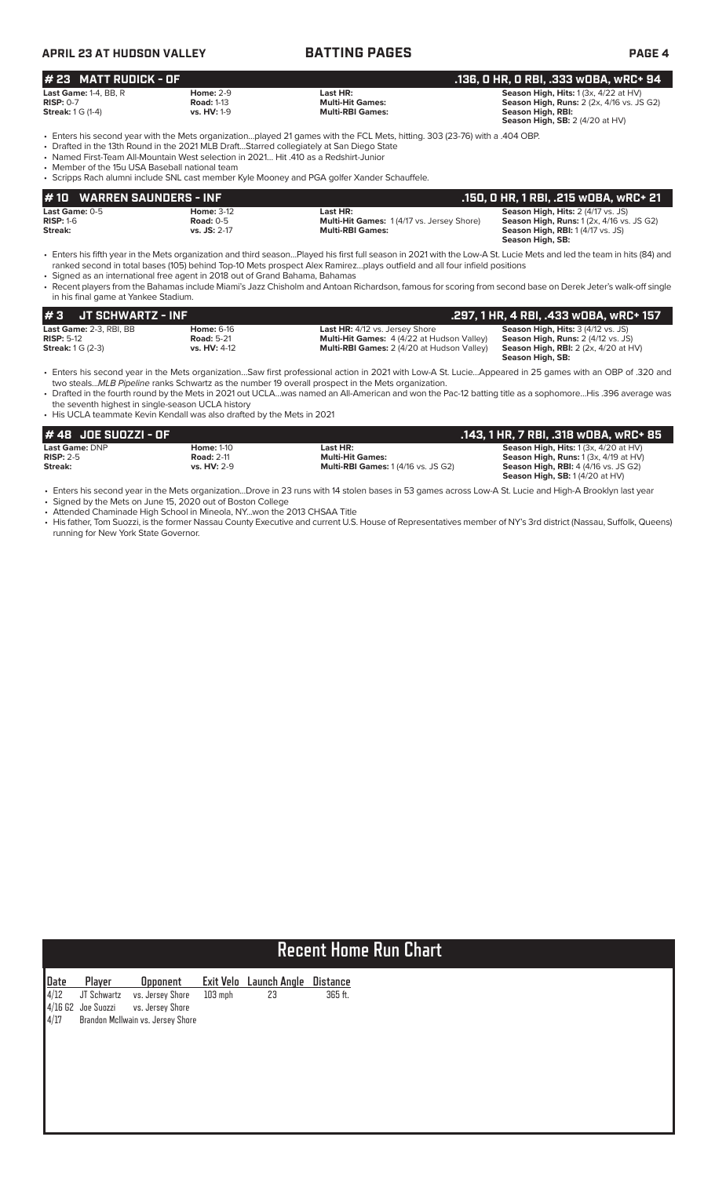## BATTING PAGES

### # 23 MATT RUDICK - OF — .136, 0 HR, 0 RBI, .333 wOBA, wRC+ 94

**Last Game:** 1-4, BB, R
**RISP:** 0-7
**Streak:** 1 G (1-4)

**Home:** 2-9
**Road:** 1-13
**vs. HV:** 1-9

**Last HR:**
**Multi-Hit Games:**
**Multi-RBI Games:**

**Season High, Hits:** 1 (3x, 4/22 at HV)
**Season High, Runs:** 2 (2x, 4/16 vs. JS G2)
**Season High, RBI:**
**Season High, SB:** 2 (4/20 at HV)

- Enters his second year with the Mets organization...played 21 games with the FCL Mets, hitting. 303 (23-76) with a .404 OBP.
- Drafted in the 13th Round in the 2021 MLB Draft...Starred collegiately at San Diego State
- Named First-Team All-Mountain West selection in 2021... Hit .410 as a Redshirt-Junior
- Member of the 15u USA Baseball national team
- Scripps Rach alumni include SNL cast member Kyle Mooney and PGA golfer Xander Schauffele.

### # 10 WARREN SAUNDERS - INF — .150, 0 HR, 1 RBI, .215 wOBA, wRC+ 21

**Last Game:** 0-5
**RISP:** 1-6
**Streak:**

**Home:** 3-12
**Road:** 0-5
**vs. JS:** 2-17

**Last HR:**
**Multi-Hit Games:** 1 (4/17 vs. Jersey Shore)
**Multi-RBI Games:**

**Season High, Hits:** 2 (4/17 vs. JS)
**Season High, Runs:** 1 (2x, 4/16 vs. JS G2)
**Season High, RBI:** 1 (4/17 vs. JS)
**Season High, SB:**

- Enters his fifth year in the Mets organization and third season...Played his first full season in 2021 with the Low-A St. Lucie Mets and led the team in hits (84) and ranked second in total bases (105) behind Top-10 Mets prospect Alex Ramirez...plays outfield and all four infield positions
- Signed as an international free agent in 2018 out of Grand Bahama, Bahamas
- Recent players from the Bahamas include Miami's Jazz Chisholm and Antoan Richardson, famous for scoring from second base on Derek Jeter's walk-off single in his final game at Yankee Stadium.

### # 3 JT SCHWARTZ - INF — .297, 1 HR, 4 RBI, .433 wOBA, wRC+ 157

**Last Game:** 2-3, RBI, BB
**RISP:** 5-12
**Streak:** 1 G (2-3)

**Home:** 6-16
**Road:** 5-21
**vs. HV:** 4-12

**Last HR:** 4/12 vs. Jersey Shore
**Multi-Hit Games:** 4 (4/22 at Hudson Valley)
**Multi-RBI Games:** 2 (4/20 at Hudson Valley)

**Season High, Hits:** 3 (4/12 vs. JS)
**Season High, Runs:** 2 (4/12 vs. JS)
**Season High, RBI:** 2 (2x, 4/20 at HV)
**Season High, SB:**

- Enters his second year in the Mets organization...Saw first professional action in 2021 with Low-A St. Lucie...Appeared in 25 games with an OBP of .320 and two steals...*MLB Pipeline* ranks Schwartz as the number 19 overall prospect in the Mets organization.
- Drafted in the fourth round by the Mets in 2021 out UCLA...was named an All-American and won the Pac-12 batting title as a sophomore...His .396 average was the seventh highest in single-season UCLA history
- His UCLA teammate Kevin Kendall was also drafted by the Mets in 2021

### # 48 JOE SUOZZI - OF — .143, 1 HR, 7 RBI, .318 wOBA, wRC+ 85

**Last Game:** DNP
**RISP:** 2-5
**Streak:**

**Home:** 1-10
**Road:** 2-11
**vs. HV:** 2-9

**Last HR:**
**Multi-Hit Games:**
**Multi-RBI Games:** 1 (4/16 vs. JS G2)

**Season High, Hits:** 1 (3x, 4/20 at HV)
**Season High, Runs:** 1 (3x, 4/19 at HV)
**Season High, RBI:** 4 (4/16 vs. JS G2)
**Season High, SB:** 1 (4/20 at HV)

- Enters his second year in the Mets organization...Drove in 23 runs with 14 stolen bases in 53 games across Low-A St. Lucie and High-A Brooklyn last year
- Signed by the Mets on June 15, 2020 out of Boston College
- Attended Chaminade High School in Mineola, NY...won the 2013 CHSAA Title
- His father, Tom Suozzi, is the former Nassau County Executive and current U.S. House of Representatives member of NY's 3rd district (Nassau, Suffolk, Queens) running for New York State Governor.

## Recent Home Run Chart

| Date | Player | Opponent | Exit Velo | Launch Angle | Distance |
|---|---|---|---|---|---|
| 4/12 | JT Schwartz | vs. Jersey Shore | 103 mph | 23 | 365 ft. |
| 4/16 G2 | Joe Suozzi | vs. Jersey Shore | | | |
| 4/17 | Brandon McIlwain | vs. Jersey Shore | | | |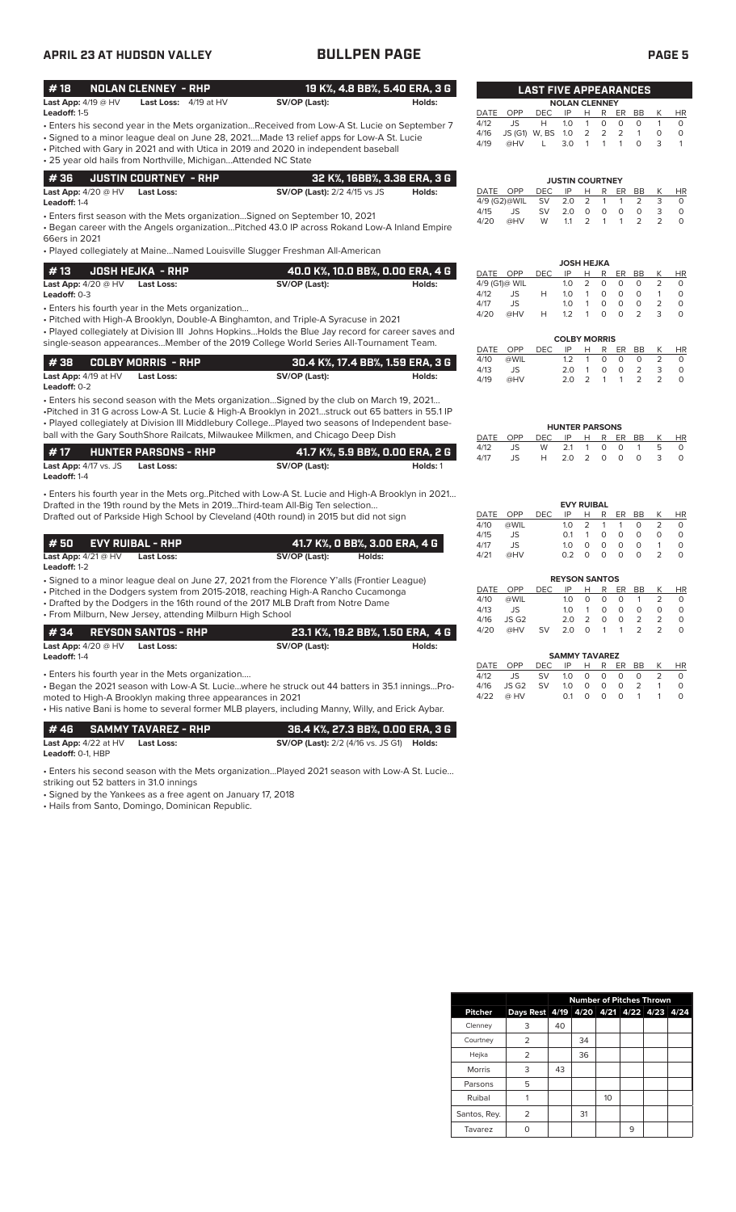# BULLPEN PAGE

APRIL 23 AT HUDSON VALLEY

## #18 NOLAN CLENNEY - RHP — 19 K%, 4.8 BB%, 5.40 ERA, 3 G

**Last App:** 4/19 @ HV **Last Loss:** 4/19 at HV **SV/OP (Last):** **Holds:**
**Leadoff:** 1-5

- Enters his second year in the Mets organization...Received from Low-A St. Lucie on September 7
- Signed to a minor league deal on June 28, 2021....Made 13 relief apps for Low-A St. Lucie
- Pitched with Gary in 2021 and with Utica in 2019 and 2020 in independent baseball
- 25 year old hails from Northville, Michigan...Attended NC State

## #36 JUSTIN COURTNEY - RHP — 32 K%, 16BB%, 3.38 ERA, 3 G

**Last App:** 4/20 @ HV **Last Loss:** **SV/OP (Last):** 2/2 4/15 vs JS **Holds:**
**Leadoff:** 1-4

- Enters first season with the Mets organization...Signed on September 10, 2021
- Began career with the Angels organization...Pitched 43.0 IP across Rokand Low-A Inland Empire 66ers in 2021
- Played collegiately at Maine...Named Louisville Slugger Freshman All-American

## #13 JOSH HEJKA - RHP — 40.0 K%, 10.0 BB%, 0.00 ERA, 4 G

**Last App:** 4/20 @ HV **Last Loss:** **SV/OP (Last):** **Holds:**
**Leadoff:** 0-3

- Enters his fourth year in the Mets organization...
- Pitched with High-A Brooklyn, Double-A Binghamton, and Triple-A Syracuse in 2021
- Played collegiately at Division III Johns Hopkins...Holds the Blue Jay record for career saves and single-season appearances...Member of the 2019 College World Series All-Tournament Team.

## #38 COLBY MORRIS - RHP — 30.4 K%, 17.4 BB%, 1.59 ERA, 3 G

**Last App:** 4/19 at HV **Last Loss:** **SV/OP (Last):** **Holds:**
**Leadoff:** 0-2

- Enters his second season with the Mets organization...Signed by the club on March 19, 2021...
- Pitched in 31 G across Low-A St. Lucie & High-A Brooklyn in 2021...struck out 65 batters in 55.1 IP
- Played collegiately at Division III Middlebury College...Played two seasons of Independent baseball with the Gary SouthShore Railcats, Milwaukee Milkmen, and Chicago Deep Dish

## #17 HUNTER PARSONS - RHP — 41.7 K%, 5.9 BB%, 0.00 ERA, 2 G

**Last App:** 4/17 vs. JS **Last Loss:** **SV/OP (Last):** **Holds:** 1
**Leadoff:** 1-4

- Enters his fourth year in the Mets org..Pitched with Low-A St. Lucie and High-A Brooklyn in 2021...
Drafted in the 19th round by the Mets in 2019...Third-team All-Big Ten selection...
Drafted out of Parkside High School by Cleveland (40th round) in 2015 but did not sign

## #50 EVY RUIBAL - RHP — 41.7 K%, 0 BB%, 3.00 ERA, 4 G

**Last App:** 4/21 @ HV **Last Loss:** **SV/OP (Last):** **Holds:**
**Leadoff:** 1-2

- Signed to a minor league deal on June 27, 2021 from the Florence Y'alls (Frontier League)
- Pitched in the Dodgers system from 2015-2018, reaching High-A Rancho Cucamonga
- Drafted by the Dodgers in the 16th round of the 2017 MLB Draft from Notre Dame
- From Milburn, New Jersey, attending Milburn High School

## #34 REYSON SANTOS - RHP — 23.1 K%, 19.2 BB%, 1.50 ERA, 4 G

**Last App:** 4/20 @ HV **Last Loss:** **SV/OP (Last):** **Holds:**
**Leadoff:** 1-4

- Enters his fourth year in the Mets organization....
- Began the 2021 season with Low-A St. Lucie...where he struck out 44 batters in 35.1 innings...Promoted to High-A Brooklyn making three appearances in 2021
- His native Bani is home to several former MLB players, including Manny, Willy, and Erick Aybar.

## #46 SAMMY TAVAREZ - RHP — 36.4 K%, 27.3 BB%, 0.00 ERA, 3 G

**Last App:** 4/22 at HV **Last Loss:** **SV/OP (Last):** 2/2 (4/16 vs. JS G1) **Holds:**
**Leadoff:** 0-1, HBP

- Enters his second season with the Mets organization...Played 2021 season with Low-A St. Lucie...striking out 52 batters in 31.0 innings
- Signed by the Yankees as a free agent on January 17, 2018
- Hails from Santo, Domingo, Dominican Republic.

## LAST FIVE APPEARANCES

**NOLAN CLENNEY**

| DATE | OPP | DEC | IP | H | R | ER | BB | K | HR |
|---|---|---|---|---|---|---|---|---|---|
| 4/12 | JS | H | 1.0 | 1 | 0 | 0 | 0 | 1 | 0 |
| 4/16 | JS (G1) | W, BS | 1.0 | 2 | 2 | 2 | 1 | 0 | 0 |
| 4/19 | @HV | L | 3.0 | 1 | 1 | 1 | 0 | 3 | 1 |

**JUSTIN COURTNEY**

| DATE | OPP | DEC | IP | H | R | ER | BB | K | HR |
|---|---|---|---|---|---|---|---|---|---|
| 4/9 (G2) | @WIL | SV | 2.0 | 2 | 1 | 1 | 2 | 3 | 0 |
| 4/15 | JS | SV | 2.0 | 0 | 0 | 0 | 0 | 3 | 0 |
| 4/20 | @HV | W | 1.1 | 2 | 1 | 1 | 2 | 2 | 0 |

**JOSH HEJKA**

| DATE | OPP | DEC | IP | H | R | ER | BB | K | HR |
|---|---|---|---|---|---|---|---|---|---|
| 4/9 (G1) | @ WIL | | 1.0 | 2 | 0 | 0 | 0 | 2 | 0 |
| 4/12 | JS | H | 1.0 | 1 | 0 | 0 | 0 | 1 | 0 |
| 4/17 | JS | | 1.0 | 1 | 0 | 0 | 0 | 2 | 0 |
| 4/20 | @HV | H | 1.2 | 1 | 0 | 0 | 2 | 3 | 0 |

**COLBY MORRIS**

| DATE | OPP | DEC | IP | H | R | ER | BB | K | HR |
|---|---|---|---|---|---|---|---|---|---|
| 4/10 | @WIL | | 1.2 | 1 | 0 | 0 | 0 | 2 | 0 |
| 4/13 | JS | | 2.0 | 1 | 0 | 0 | 2 | 3 | 0 |
| 4/19 | @HV | | 2.0 | 2 | 1 | 1 | 2 | 2 | 0 |

**HUNTER PARSONS**

| DATE | OPP | DEC | IP | H | R | ER | BB | K | HR |
|---|---|---|---|---|---|---|---|---|---|
| 4/12 | JS | W | 2.1 | 1 | 0 | 0 | 1 | 5 | 0 |
| 4/17 | JS | H | 2.0 | 2 | 0 | 0 | 0 | 3 | 0 |

**EVY RUIBAL**

| DATE | OPP | DEC | IP | H | R | ER | BB | K | HR |
|---|---|---|---|---|---|---|---|---|---|
| 4/10 | @WIL | | 1.0 | 2 | 1 | 1 | 0 | 2 | 0 |
| 4/15 | JS | | 0.1 | 1 | 0 | 0 | 0 | 0 | 0 |
| 4/17 | JS | | 1.0 | 0 | 0 | 0 | 0 | 1 | 0 |
| 4/21 | @HV | | 0.2 | 0 | 0 | 0 | 0 | 2 | 0 |

**REYSON SANTOS**

| DATE | OPP | DEC | IP | H | R | ER | BB | K | HR |
|---|---|---|---|---|---|---|---|---|---|
| 4/10 | @WIL | | 1.0 | 0 | 0 | 0 | 1 | 2 | 0 |
| 4/13 | JS | | 1.0 | 1 | 0 | 0 | 0 | 0 | 0 |
| 4/16 | JS G2 | | 2.0 | 2 | 0 | 0 | 2 | 2 | 0 |
| 4/20 | @HV | SV | 2.0 | 0 | 1 | 1 | 2 | 2 | 0 |

**SAMMY TAVAREZ**

| DATE | OPP | DEC | IP | H | R | ER | BB | K | HR |
|---|---|---|---|---|---|---|---|---|---|
| 4/12 | JS | SV | 1.0 | 0 | 0 | 0 | 0 | 2 | 0 |
| 4/16 | JS G2 | SV | 1.0 | 0 | 0 | 0 | 2 | 1 | 0 |
| 4/22 | @ HV | | 0.1 | 0 | 0 | 0 | 1 | 1 | 0 |

## Number of Pitches Thrown

| Pitcher | Days Rest | 4/19 | 4/20 | 4/21 | 4/22 | 4/23 | 4/24 |
|---|---|---|---|---|---|---|---|
| Clenney | 3 | 40 | | | | | |
| Courtney | 2 | | 34 | | | | |
| Hejka | 2 | | 36 | | | | |
| Morris | 3 | 43 | | | | | |
| Parsons | 5 | | | | | | |
| Ruibal | 1 | | | 10 | | | |
| Santos, Rey. | 2 | | 31 | | | | |
| Tavarez | 0 | | | | 9 | | |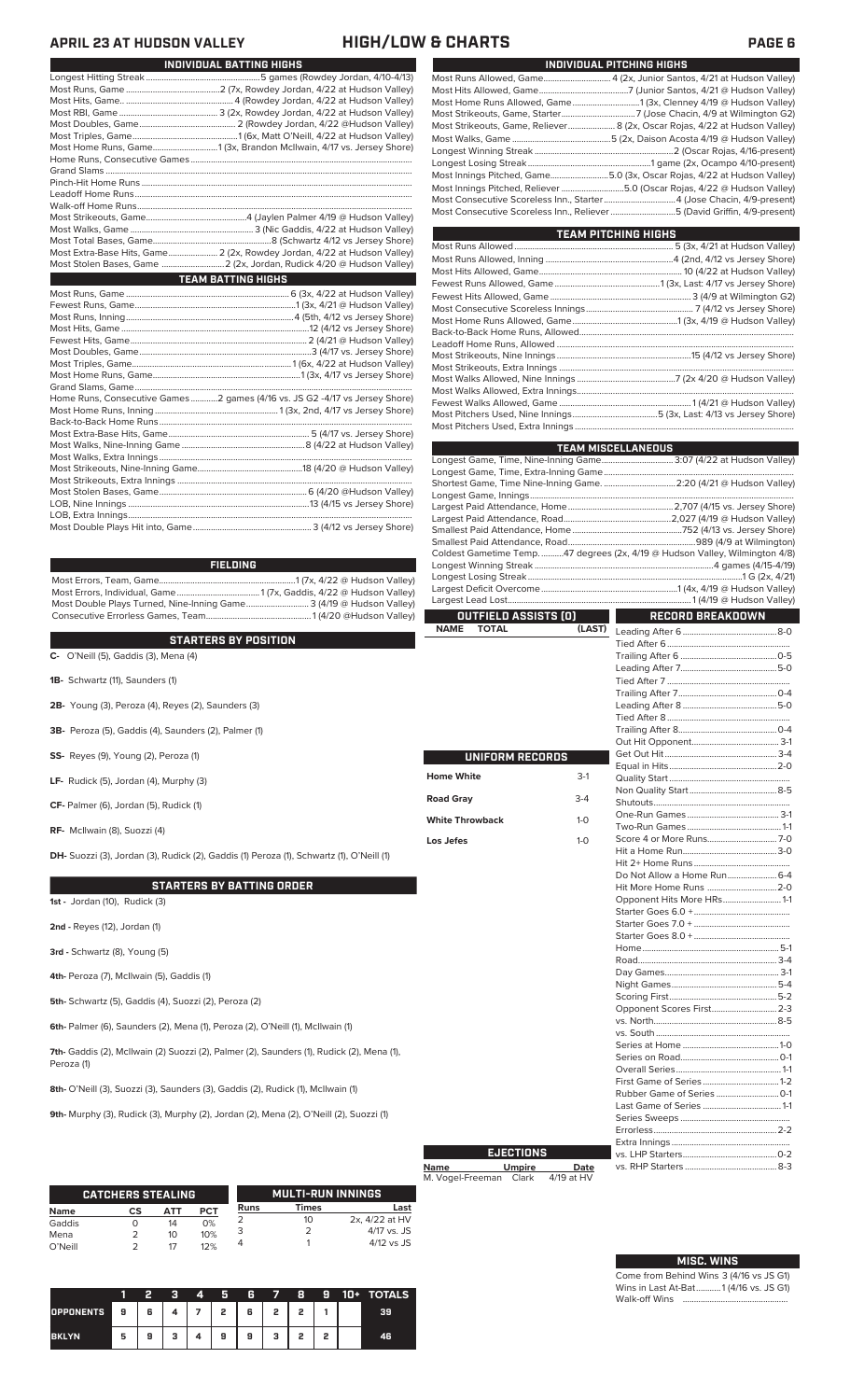## APRIL 23 AT HUDSON VALLEY — HIGH/LOW & CHARTS

### INDIVIDUAL BATTING HIGHS

| | |
|---|---|
| Longest Hitting Streak | 5 games (Rowdey Jordan, 4/10-4/13) |
| Most Runs, Game | 2 (7x, Rowdey Jordan, 4/22 at Hudson Valley) |
| Most Hits, Game | 4 (Rowdey Jordan, 4/22 at Hudson Valley) |
| Most RBI, Game | 3 (2x, Rowdey Jordan, 4/22 at Hudson Valley) |
| Most Doubles, Game | 2 (Rowdey Jordan, 4/22 @Hudson Valley) |
| Most Triples, Game | 1 (6x, Matt O'Neill, 4/22 at Hudson Valley) |
| Most Home Runs, Game | 1 (3x, Brandon McIlwain, 4/17 vs. Jersey Shore) |
| Home Runs, Consecutive Games | |
| Grand Slams | |
| Pinch-Hit Home Runs | |
| Leadoff Home Runs | |
| Walk-off Home Runs | |
| Most Strikeouts, Game | 4 (Jaylen Palmer 4/19 @ Hudson Valley) |
| Most Walks, Game | 3 (Nic Gaddis, 4/22 at Hudson Valley) |
| Most Total Bases, Game | 8 (Schwartz 4/12 vs Jersey Shore) |
| Most Extra-Base Hits, Game | 2 (2x, Rowdey Jordan, 4/22 at Hudson Valley) |
| Most Stolen Bases, Game | 2 (2x, Jordan, Rudick 4/20 @ Hudson Valley) |

### TEAM BATTING HIGHS

| | |
|---|---|
| Most Runs, Game | 6 (3x, 4/22 at Hudson Valley) |
| Fewest Runs, Game | 1 (3x, 4/21 @ Hudson Valley) |
| Most Runs, Inning | 4 (5th, 4/12 vs Jersey Shore) |
| Most Hits, Game | 12 (4/12 vs Jersey Shore) |
| Fewest Hits, Game | 2 (4/21 @ Hudson Valley) |
| Most Doubles, Game | 3 (4/17 vs. Jersey Shore) |
| Most Triples, Game | 1 (6x, 4/22 at Hudson Valley) |
| Most Home Runs, Game | 1 (3x, 4/17 vs. Jersey Shore) |
| Grand Slams, Game | |
| Home Runs, Consecutive Games | 2 games (4/16 vs. JS G2 -4/17 vs Jersey Shore) |
| Most Home Runs, Inning | 1 (3x, 2nd, 4/17 vs Jersey Shore) |
| Back-to-Back Home Runs | |
| Most Extra-Base Hits, Game | 5 (4/17 vs. Jersey Shore) |
| Most Walks, Nine-Inning Game | 8 (4/22 at Hudson Valley) |
| Most Walks, Extra Innings | |
| Most Strikeouts, Nine-Inning Game | 18 (4/20 @ Hudson Valley) |
| Most Strikeouts, Extra Innings | |
| Most Stolen Bases, Game | 6 (4/20 @Hudson Valley) |
| LOB, Nine Innings | 13 (4/15 vs Jersey Shore) |
| LOB, Extra Innings | |
| Most Double Plays Hit into, Game | 3 (4/12 vs Jersey Shore) |

### FIELDING

| | |
|---|---|
| Most Errors, Team, Game | 1 (7x, 4/22 @ Hudson Valley) |
| Most Errors, Individual, Game | 1 (7x, Gaddis, 4/22 @ Hudson Valley) |
| Most Double Plays Turned, Nine-Inning Game | 3 (4/19 @ Hudson Valley) |
| Consecutive Errorless Games, Team | 1 (4/20 @Hudson Valley) |

### STARTERS BY POSITION

**C-** O'Neill (5), Gaddis (3), Mena (4)

**1B-** Schwartz (11), Saunders (1)

**2B-** Young (3), Peroza (4), Reyes (2), Saunders (3)

**3B-** Peroza (5), Gaddis (4), Saunders (2), Palmer (1)

**SS-** Reyes (9), Young (2), Peroza (1)

**LF-** Rudick (5), Jordan (4), Murphy (3)

**CF-** Palmer (6), Jordan (5), Rudick (1)

**RF-** McIlwain (8), Suozzi (4)

**DH-** Suozzi (3), Jordan (3), Rudick (2), Gaddis (1) Peroza (1), Schwartz (1), O'Neill (1)

### STARTERS BY BATTING ORDER

**1st -** Jordan (10), Rudick (3)

**2nd -** Reyes (12), Jordan (1)

**3rd -** Schwartz (8), Young (5)

**4th-** Peroza (7), McIlwain (5), Gaddis (1)

**5th-** Schwartz (5), Gaddis (4), Suozzi (2), Peroza (2)

**6th-** Palmer (6), Saunders (2), Mena (1), Peroza (2), O'Neill (1), McIlwain (1)

**7th-** Gaddis (2), McIlwain (2) Suozzi (2), Palmer (2), Saunders (1), Rudick (2), Mena (1), Peroza (1)

**8th-** O'Neill (3), Suozzi (3), Saunders (3), Gaddis (2), Rudick (1), McIlwain (1)

**9th-** Murphy (3), Rudick (3), Murphy (2), Jordan (2), Mena (2), O'Neill (2), Suozzi (2)

### CATCHERS STEALING

| Name | CS | ATT | PCT |
|---|---|---|---|
| Gaddis | 0 | 14 | 0% |
| Mena | 2 | 10 | 10% |
| O'Neill | 2 | 17 | 12% |

### MULTI-RUN INNINGS

| Runs | Times | Last |
|---|---|---|
| 2 | 10 | 2x, 4/22 at HV |
| 3 | 2 | 4/17 vs. JS |
| 4 | 1 | 4/12 vs JS |

| | 1 | 2 | 3 | 4 | 5 | 6 | 7 | 8 | 9 | 10+ | TOTALS |
|---|---|---|---|---|---|---|---|---|---|---|---|
| OPPONENTS | 9 | 6 | 4 | 7 | 2 | 6 | 2 | 2 | 1 | | 39 |
| BKLYN | 5 | 9 | 3 | 4 | 9 | 9 | 3 | 2 | 2 | | 46 |

### INDIVIDUAL PITCHING HIGHS

| | |
|---|---|
| Most Runs Allowed, Game | 4 (2x, Junior Santos, 4/21 at Hudson Valley) |
| Most Hits Allowed, Game | 7 (Junior Santos, 4/21 @ Hudson Valley) |
| Most Home Runs Allowed, Game | 1 (3x, Clenney 4/19 @ Hudson Valley) |
| Most Strikeouts, Game, Starter | 7 (Jose Chacin, 4/9 at Wilmington G2) |
| Most Strikeouts, Game, Reliever | 8 (2x, Oscar Rojas, 4/22 at Hudson Valley) |
| Most Walks, Game | 5 (2x, Daison Acosta 4/19 @ Hudson Valley) |
| Longest Winning Streak | 2 (Oscar Rojas, 4/16-present) |
| Longest Losing Streak | 1 game (2x, Ocampo 4/10-present) |
| Most Innings Pitched, Game | 5.0 (3x, Oscar Rojas, 4/22 at Hudson Valley) |
| Most Innings Pitched, Reliever | 5.0 (Oscar Rojas, 4/22 @ Hudson Valley) |
| Most Consecutive Scoreless Inn., Starter | 4 (Jose Chacin, 4/9-present) |
| Most Consecutive Scoreless Inn., Reliever | 5 (David Griffin, 4/9-present) |

### TEAM PITCHING HIGHS

| | |
|---|---|
| Most Runs Allowed | 5 (3x, 4/21 at Hudson Valley) |
| Most Runs Allowed, Inning | 4 (2nd, 4/12 vs Jersey Shore) |
| Most Hits Allowed, Game | 10 (4/22 at Hudson Valley) |
| Fewest Runs Allowed, Game | 1 (3x, Last: 4/17 vs Jersey Shore) |
| Fewest Hits Allowed, Game | 3 (4/9 at Wilmington G2) |
| Most Consecutive Scoreless Innings | 7 (4/12 vs Jersey Shore) |
| Most Home Runs Allowed, Game | 1 (3x, 4/19 @ Hudson Valley) |
| Back-to-Back Home Runs, Allowed | |
| Leadoff Home Runs, Allowed | |
| Most Strikeouts, Nine Innings | 15 (4/12 vs Jersey Shore) |
| Most Strikeouts, Extra Innings | |
| Most Walks Allowed, Nine Innings | 7 (2x 4/20 @ Hudson Valley) |
| Most Walks Allowed, Extra Innings | |
| Fewest Walks Allowed, Game | 1 (4/21 @ Hudson Valley) |
| Most Pitchers Used, Nine Innings | 5 (3x, Last: 4/13 vs Jersey Shore) |
| Most Pitchers Used, Extra Innings | |

### TEAM MISCELLANEOUS

| | |
|---|---|
| Longest Game, Time, Nine-Inning Game | 3:07 (4/22 at Hudson Valley) |
| Longest Game, Time, Extra-Inning Game | |
| Shortest Game, Time Nine-Inning Game. | 2:20 (4/21 @ Hudson Valley) |
| Longest Game, Innings | |
| Largest Paid Attendance, Home | 2,707 (4/15 vs. Jersey Shore) |
| Largest Paid Attendance, Road | 2,027 (4/19 @ Hudson Valley) |
| Smallest Paid Attendance, Home | 752 (4/13 vs. Jersey Shore) |
| Smallest Paid Attendance, Road | 989 (4/9 at Wilmington) |
| Coldest Game Temp. | 47 degrees (2x, 4/19 @ Hudson Valley, Wilmington 4/8) |
| Longest Winning Streak | 4 games (4/15-4/19) |
| Longest Losing Streak | 1 G (2x, 4/21) |
| Largest Deficit Overcome | 1 (4x, 4/19 @ Hudson Valley) |
| Largest Lead Lost | 1 (4/19 @ Hudson Valley) |

### OUTFIELD ASSISTS (0)

| NAME | TOTAL | (LAST) |
|---|---|---|

### UNIFORM RECORDS

| | |
|---|---|
| Home White | 3-1 |
| Road Gray | 3-4 |
| White Throwback | 1-0 |
| Los Jefes | 1-0 |

### EJECTIONS

| Name | Umpire | Date |
|---|---|---|
| M. Vogel-Freeman | Clark | 4/19 at HV |

### RECORD BREAKDOWN

| | |
|---|---|
| Leading After 6 | 8-0 |
| Tied After 6 | |
| Trailing After 6 | 0-5 |
| Leading After 7 | 5-0 |
| Tied After 7 | |
| Trailing After 7 | 0-4 |
| Leading After 8 | 5-0 |
| Tied After 8 | |
| Trailing After 8 | 0-4 |
| Out Hit Opponent | 3-1 |
| Get Out Hit | 3-4 |
| Equal in Hits | 2-0 |
| Quality Start | |
| Non Quality Start | 8-5 |
| Shutouts | |
| One-Run Games | 3-1 |
| Two-Run Games | 1-1 |
| Score 4 or More Runs | 7-0 |
| Hit a Home Run | 3-0 |
| Hit 2+ Home Runs | |
| Do Not Allow a Home Run | 6-4 |
| Hit More Home Runs | 2-0 |
| Opponent Hits More HRs | 1-1 |
| Starter Goes 6.0 + | |
| Starter Goes 7.0 + | |
| Starter Goes 8.0 + | |
| Home | 5-1 |
| Road | 3-4 |
| Day Games | 3-1 |
| Night Games | 5-4 |
| Scoring First | 5-2 |
| Opponent Scores First | 2-3 |
| vs. North | 8-5 |
| vs. South | |
| Series at Home | 1-0 |
| Series on Road | 0-1 |
| Overall Series | 1-1 |
| First Game of Series | 1-2 |
| Rubber Game of Series | 0-1 |
| Last Game of Series | 1-1 |
| Series Sweeps | |
| Errorless | 2-2 |
| Extra Innings | |
| vs. LHP Starters | 0-2 |
| vs. RHP Starters | 8-3 |

### MISC. WINS

| | |
|---|---|
| Come from Behind Wins | 3 (4/16 vs JS G1) |
| Wins in Last At-Bat | 1 (4/16 vs. JS G1) |
| Walk-off Wins | |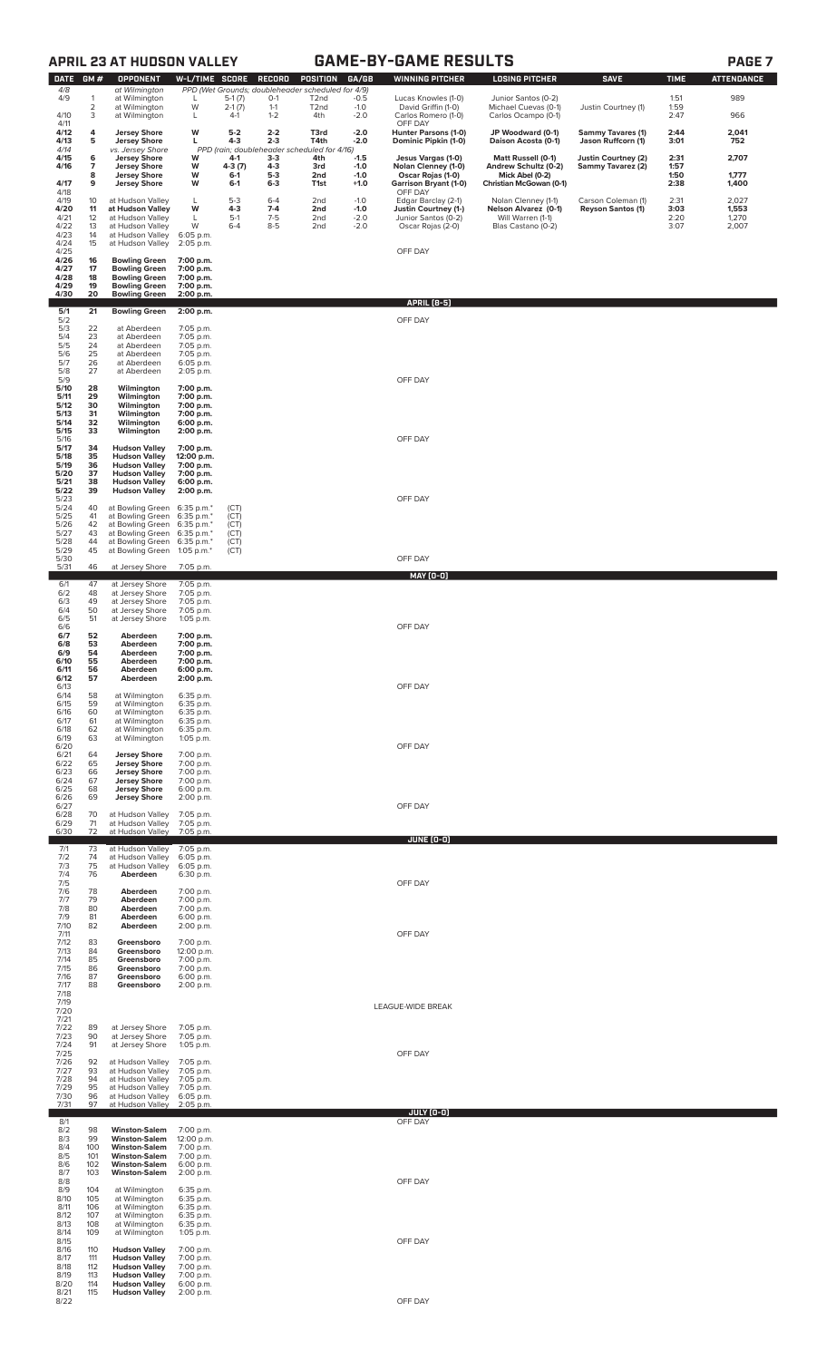## APRIL 23 AT HUDSON VALLEY — GAME-BY-GAME RESULTS

| DATE | GM # | OPPONENT | W-L/TIME | SCORE | RECORD | POSITION | GA/GB | WINNING PITCHER | LOSING PITCHER | SAVE | TIME | ATTENDANCE |
|---|---|---|---|---|---|---|---|---|---|---|---|---|
| 4/8 | | at Wilmington | PPD (Wet Grounds; doubleheader scheduled for 4/9) | | | | | | | | | |
| 4/9 | 1 | at Wilmington | L | 5-1 (7) | 0-1 | T2nd | -0.5 | Lucas Knowles (1-0) | Junior Santos (0-2) | | 1:51 | 989 |
| | 2 | at Wilmington | W | 2-1 (7) | 1-1 | T2nd | -1.0 | David Griffin (1-0) | Michael Cuevas (0-1) | Justin Courtney (1) | 1:59 | |
| 4/10 | 3 | at Wilmington | L | 4-1 | 1-2 | 4th | -2.0 | Carlos Romero (1-0) | Carlos Ocampo (0-1) | | 2:47 | 966 |
| 4/11 | | | | | | | | OFF DAY | | | | |
| **4/12** | **4** | **Jersey Shore** | **W** | **5-2** | **2-2** | **T3rd** | **-2.0** | **Hunter Parsons (1-0)** | **JP Woodward (0-1)** | **Sammy Tavares (1)** | **2:44** | **2,041** |
| **4/13** | **5** | **Jersey Shore** | **L** | **4-3** | **2-3** | **T4th** | **-2.0** | **Dominic Pipkin (1-0)** | **Daison Acosta (0-1)** | **Jason Ruffcorn (1)** | **3:01** | **752** |
| 4/14 | | vs. Jersey Shore | PPD (rain; doubleheader scheduled for 4/16) | | | | | | | | | |
| **4/15** | **6** | **Jersey Shore** | **W** | **4-1** | **3-3** | **4th** | **-1.5** | **Jesus Vargas (1-0)** | **Matt Russell (0-1)** | **Justin Courtney (2)** | **2:31** | **2,707** |
| **4/16** | **7** | **Jersey Shore** | **W** | **4-3 (7)** | **4-3** | **3rd** | **-1.0** | **Nolan Clenney (1-0)** | **Andrew Schultz (0-2)** | **Sammy Tavarez (2)** | **1:57** | |
| | **8** | **Jersey Shore** | **W** | **6-1** | **5-3** | **2nd** | **-1.0** | **Oscar Rojas (1-0)** | **Mick Abel (0-2)** | | **1:50** | **1,777** |
| **4/17** | **9** | **Jersey Shore** | **W** | **6-1** | **6-3** | **T1st** | **+1.0** | **Garrison Bryant (1-0)** | **Christian McGowan (0-1)** | | **2:38** | **1,400** |
| 4/18 | | | | | | | | OFF DAY | | | | |
| 4/19 | 10 | at Hudson Valley | L | 5-3 | 6-4 | 2nd | -1.0 | Edgar Barclay (2-1) | Nolan Clenney (1-1) | Carson Coleman (1) | 2:31 | 2,027 |
| **4/20** | **11** | **at Hudson Valley** | **W** | **4-3** | **7-4** | **2nd** | **-1.0** | **Justin Courtney (1-)** | **Nelson Alvarez (0-1)** | **Reyson Santos (1)** | **3:03** | **1,553** |
| 4/21 | 12 | at Hudson Valley | L | 5-1 | 7-5 | 2nd | -2.0 | Junior Santos (0-2) | Will Warren (1-1) | | 2:20 | 1,270 |
| 4/22 | 13 | at Hudson Valley | W | 6-4 | 8-5 | 2nd | -2.0 | Oscar Rojas (2-0) | Blas Castano (0-2) | | 3:07 | 2,007 |
| 4/23 | 14 | at Hudson Valley | 6:05 p.m. | | | | | | | | | |
| 4/24 | 15 | at Hudson Valley | 2:05 p.m. | | | | | | | | | |
| 4/25 | | | | | | | | OFF DAY | | | | |
| **4/26** | **16** | **Bowling Green** | **7:00 p.m.** | | | | | | | | | |
| **4/27** | **17** | **Bowling Green** | **7:00 p.m.** | | | | | | | | | |
| **4/28** | **18** | **Bowling Green** | **7:00 p.m.** | | | | | | | | | |
| **4/29** | **19** | **Bowling Green** | **7:00 p.m.** | | | | | | | | | |
| **4/30** | **20** | **Bowling Green** | **2:00 p.m.** | | | | | | | | | |
| | | | | | | | | **APRIL (8-5)** | | | | |
| **5/1** | **21** | **Bowling Green** | **2:00 p.m.** | | | | | | | | | |
| 5/2 | | | | | | | | OFF DAY | | | | |
| 5/3 | 22 | at Aberdeen | 7:05 p.m. | | | | | | | | | |
| 5/4 | 23 | at Aberdeen | 7:05 p.m. | | | | | | | | | |
| 5/5 | 24 | at Aberdeen | 7:05 p.m. | | | | | | | | | |
| 5/6 | 25 | at Aberdeen | 7:05 p.m. | | | | | | | | | |
| 5/7 | 26 | at Aberdeen | 6:05 p.m. | | | | | | | | | |
| 5/8 | 27 | at Aberdeen | 2:05 p.m. | | | | | | | | | |
| 5/9 | | | | | | | | OFF DAY | | | | |
| **5/10** | **28** | **Wilmington** | **7:00 p.m.** | | | | | | | | | |
| **5/11** | **29** | **Wilmington** | **7:00 p.m.** | | | | | | | | | |
| **5/12** | **30** | **Wilmington** | **7:00 p.m.** | | | | | | | | | |
| **5/13** | **31** | **Wilmington** | **7:00 p.m.** | | | | | | | | | |
| **5/14** | **32** | **Wilmington** | **6:00 p.m.** | | | | | | | | | |
| **5/15** | **33** | **Wilmington** | **2:00 p.m.** | | | | | | | | | |
| 5/16 | | | | | | | | OFF DAY | | | | |
| **5/17** | **34** | **Hudson Valley** | **7:00 p.m.** | | | | | | | | | |
| **5/18** | **35** | **Hudson Valley** | **12:00 p.m.** | | | | | | | | | |
| **5/19** | **36** | **Hudson Valley** | **7:00 p.m.** | | | | | | | | | |
| **5/20** | **37** | **Hudson Valley** | **7:00 p.m.** | | | | | | | | | |
| **5/21** | **38** | **Hudson Valley** | **6:00 p.m.** | | | | | | | | | |
| **5/22** | **39** | **Hudson Valley** | **2:00 p.m.** | | | | | | | | | |
| 5/23 | | | | | | | | OFF DAY | | | | |
| 5/24 | 40 | at Bowling Green | 6:35 p.m.* | (CT) | | | | | | | | |
| 5/25 | 41 | at Bowling Green | 6:35 p.m.* | (CT) | | | | | | | | |
| 5/26 | 42 | at Bowling Green | 6:35 p.m.* | (CT) | | | | | | | | |
| 5/27 | 43 | at Bowling Green | 6:35 p.m.* | (CT) | | | | | | | | |
| 5/28 | 44 | at Bowling Green | 6:35 p.m.* | (CT) | | | | | | | | |
| 5/29 | 45 | at Bowling Green | 1:05 p.m.* | (CT) | | | | | | | | |
| 5/30 | | | | | | | | OFF DAY | | | | |
| 5/31 | 46 | at Jersey Shore | 7:05 p.m. | | | | | | | | | |
| | | | | | | | | **MAY (0-0)** | | | | |
| 6/1 | 47 | at Jersey Shore | 7:05 p.m. | | | | | | | | | |
| 6/2 | 48 | at Jersey Shore | 7:05 p.m. | | | | | | | | | |
| 6/3 | 49 | at Jersey Shore | 7:05 p.m. | | | | | | | | | |
| 6/4 | 50 | at Jersey Shore | 7:05 p.m. | | | | | | | | | |
| 6/5 | 51 | at Jersey Shore | 1:05 p.m. | | | | | | | | | |
| 6/6 | | | | | | | | OFF DAY | | | | |
| **6/7** | **52** | **Aberdeen** | **7:00 p.m.** | | | | | | | | | |
| **6/8** | **53** | **Aberdeen** | **7:00 p.m.** | | | | | | | | | |
| **6/9** | **54** | **Aberdeen** | **7:00 p.m.** | | | | | | | | | |
| **6/10** | **55** | **Aberdeen** | **7:00 p.m.** | | | | | | | | | |
| **6/11** | **56** | **Aberdeen** | **6:00 p.m.** | | | | | | | | | |
| **6/12** | **57** | **Aberdeen** | **2:00 p.m.** | | | | | | | | | |
| 6/13 | | | | | | | | OFF DAY | | | | |
| 6/14 | 58 | at Wilmington | 6:35 p.m. | | | | | | | | | |
| 6/15 | 59 | at Wilmington | 6:35 p.m. | | | | | | | | | |
| 6/16 | 60 | at Wilmington | 6:35 p.m. | | | | | | | | | |
| 6/17 | 61 | at Wilmington | 6:35 p.m. | | | | | | | | | |
| 6/18 | 62 | at Wilmington | 6:35 p.m. | | | | | | | | | |
| 6/19 | 63 | at Wilmington | 1:05 p.m. | | | | | | | | | |
| 6/20 | | | | | | | | OFF DAY | | | | |
| 6/21 | 64 | **Jersey Shore** | 7:00 p.m. | | | | | | | | | |
| 6/22 | 65 | **Jersey Shore** | 7:00 p.m. | | | | | | | | | |
| 6/23 | 66 | **Jersey Shore** | 7:00 p.m. | | | | | | | | | |
| 6/24 | 67 | **Jersey Shore** | 7:00 p.m. | | | | | | | | | |
| 6/25 | 68 | **Jersey Shore** | 6:00 p.m. | | | | | | | | | |
| 6/26 | 69 | **Jersey Shore** | 2:00 p.m. | | | | | | | | | |
| 6/27 | | | | | | | | OFF DAY | | | | |
| 6/28 | 70 | at Hudson Valley | 7:05 p.m. | | | | | | | | | |
| 6/29 | 71 | at Hudson Valley | 7:05 p.m. | | | | | | | | | |
| 6/30 | 72 | at Hudson Valley | 7:05 p.m. | | | | | | | | | |
| | | | | | | | | **JUNE (0-0)** | | | | |
| 7/1 | 73 | at Hudson Valley | 7:05 p.m. | | | | | | | | | |
| 7/2 | 74 | at Hudson Valley | 6:05 p.m. | | | | | | | | | |
| 7/3 | 75 | at Hudson Valley | 6:05 p.m. | | | | | | | | | |
| 7/4 | 76 | **Aberdeen** | 6:30 p.m. | | | | | | | | | |
| 7/5 | | | | | | | | OFF DAY | | | | |
| 7/6 | 78 | **Aberdeen** | 7:00 p.m. | | | | | | | | | |
| 7/7 | 79 | **Aberdeen** | 7:00 p.m. | | | | | | | | | |
| 7/8 | 80 | **Aberdeen** | 7:00 p.m. | | | | | | | | | |
| 7/9 | 81 | **Aberdeen** | 6:00 p.m. | | | | | | | | | |
| 7/10 | 82 | **Aberdeen** | 2:00 p.m. | | | | | | | | | |
| 7/11 | | | | | | | | OFF DAY | | | | |
| 7/12 | 83 | **Greensboro** | 7:00 p.m. | | | | | | | | | |
| 7/13 | 84 | **Greensboro** | 12:00 p.m. | | | | | | | | | |
| 7/14 | 85 | **Greensboro** | 7:00 p.m. | | | | | | | | | |
| 7/15 | 86 | **Greensboro** | 7:00 p.m. | | | | | | | | | |
| 7/16 | 87 | **Greensboro** | 6:00 p.m. | | | | | | | | | |
| 7/17 | 88 | **Greensboro** | 2:00 p.m. | | | | | | | | | |
| 7/18 | | | | | | | | | | | | |
| 7/19 | | | | | | | | LEAGUE-WIDE BREAK | | | | |
| 7/20 | | | | | | | | | | | | |
| 7/21 | | | | | | | | | | | | |
| 7/22 | 89 | at Jersey Shore | 7:05 p.m. | | | | | | | | | |
| 7/23 | 90 | at Jersey Shore | 7:05 p.m. | | | | | | | | | |
| 7/24 | 91 | at Jersey Shore | 1:05 p.m. | | | | | | | | | |
| 7/25 | | | | | | | | OFF DAY | | | | |
| 7/26 | 92 | at Hudson Valley | 7:05 p.m. | | | | | | | | | |
| 7/27 | 93 | at Hudson Valley | 7:05 p.m. | | | | | | | | | |
| 7/28 | 94 | at Hudson Valley | 7:05 p.m. | | | | | | | | | |
| 7/29 | 95 | at Hudson Valley | 7:05 p.m. | | | | | | | | | |
| 7/30 | 96 | at Hudson Valley | 6:05 p.m. | | | | | | | | | |
| 7/31 | 97 | at Hudson Valley | 2:05 p.m. | | | | | | | | | |
| | | | | | | | | **JULY (0-0)** | | | | |
| 8/1 | | | | | | | | OFF DAY | | | | |
| 8/2 | 98 | **Winston-Salem** | 7:00 p.m. | | | | | | | | | |
| 8/3 | 99 | **Winston-Salem** | 12:00 p.m. | | | | | | | | | |
| 8/4 | 100 | **Winston-Salem** | 7:00 p.m. | | | | | | | | | |
| 8/5 | 101 | **Winston-Salem** | 7:00 p.m. | | | | | | | | | |
| 8/6 | 102 | **Winston-Salem** | 6:00 p.m. | | | | | | | | | |
| 8/7 | 103 | **Winston-Salem** | 2:00 p.m. | | | | | | | | | |
| 8/8 | | | | | | | | OFF DAY | | | | |
| 8/9 | 104 | at Wilmington | 6:35 p.m. | | | | | | | | | |
| 8/10 | 105 | at Wilmington | 6:35 p.m. | | | | | | | | | |
| 8/11 | 106 | at Wilmington | 6:35 p.m. | | | | | | | | | |
| 8/12 | 107 | at Wilmington | 6:35 p.m. | | | | | | | | | |
| 8/13 | 108 | at Wilmington | 6:35 p.m. | | | | | | | | | |
| 8/14 | 109 | at Wilmington | 1:05 p.m. | | | | | | | | | |
| 8/15 | | | | | | | | OFF DAY | | | | |
| 8/16 | 110 | **Hudson Valley** | 7:00 p.m. | | | | | | | | | |
| 8/17 | 111 | **Hudson Valley** | 7:00 p.m. | | | | | | | | | |
| 8/18 | 112 | **Hudson Valley** | 7:00 p.m. | | | | | | | | | |
| 8/19 | 113 | **Hudson Valley** | 7:00 p.m. | | | | | | | | | |
| 8/20 | 114 | **Hudson Valley** | 6:00 p.m. | | | | | | | | | |
| 8/21 | 115 | **Hudson Valley** | 2:00 p.m. | | | | | | | | | |
| 8/22 | | | | | | | | OFF DAY | | | | |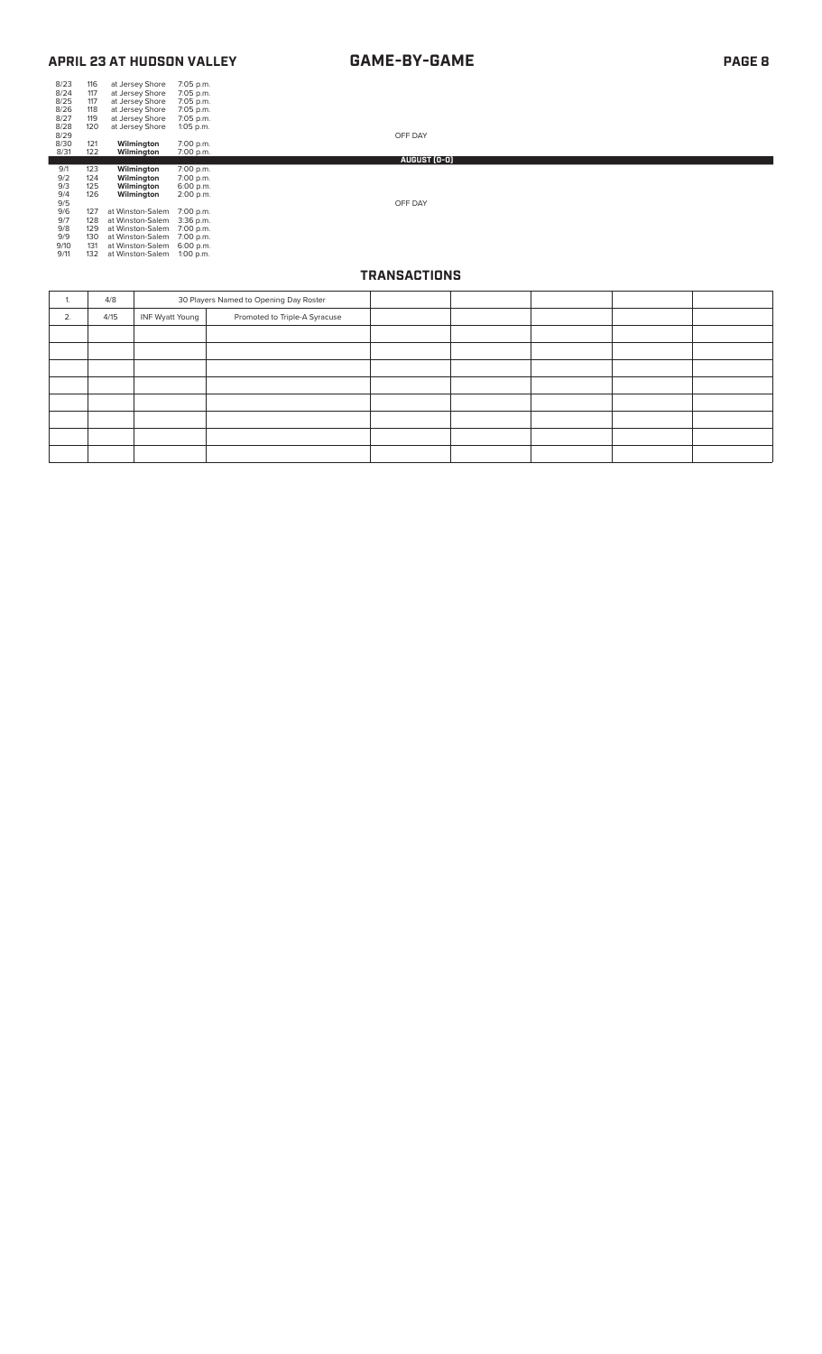## APRIL 23 AT HUDSON VALLEY

## GAME-BY-GAME

| | | | | |
|---|---|---|---|---|
| 8/23 | 116 | at Jersey Shore | 7:05 p.m. | |
| 8/24 | 117 | at Jersey Shore | 7:05 p.m. | |
| 8/25 | 117 | at Jersey Shore | 7:05 p.m. | |
| 8/26 | 118 | at Jersey Shore | 7:05 p.m. | |
| 8/27 | 119 | at Jersey Shore | 7:05 p.m. | |
| 8/28 | 120 | at Jersey Shore | 1:05 p.m. | |
| 8/29 | | | | OFF DAY |
| 8/30 | 121 | **Wilmington** | 7:00 p.m. | |
| 8/31 | 122 | **Wilmington** | 7:00 p.m. | |

**AUGUST (0-0)**

| | | | | |
|---|---|---|---|---|
| 9/1 | 123 | **Wilmington** | 7:00 p.m. | |
| 9/2 | 124 | **Wilmington** | 7:00 p.m. | |
| 9/3 | 125 | **Wilmington** | 6:00 p.m. | |
| 9/4 | 126 | **Wilmington** | 2:00 p.m. | |
| 9/5 | | | | OFF DAY |
| 9/6 | 127 | at Winston-Salem | 7:00 p.m. | |
| 9/7 | 128 | at Winston-Salem | 3:36 p.m. | |
| 9/8 | 129 | at Winston-Salem | 7:00 p.m. | |
| 9/9 | 130 | at Winston-Salem | 7:00 p.m. | |
| 9/10 | 131 | at Winston-Salem | 6:00 p.m. | |
| 9/11 | 132 | at Winston-Salem | 1:00 p.m. | |

## TRANSACTIONS

| | | | | | | | | |
|---|---|---|---|---|---|---|---|---|
| 1. | 4/8 | 30 Players Named to Opening Day Roster | | | | | | |
| 2. | 4/15 | INF Wyatt Young | Promoted to Triple-A Syracuse | | | | | |
| | | | | | | | | |
| | | | | | | | | |
| | | | | | | | | |
| | | | | | | | | |
| | | | | | | | | |
| | | | | | | | | |
| | | | | | | | | |
| | | | | | | | | |